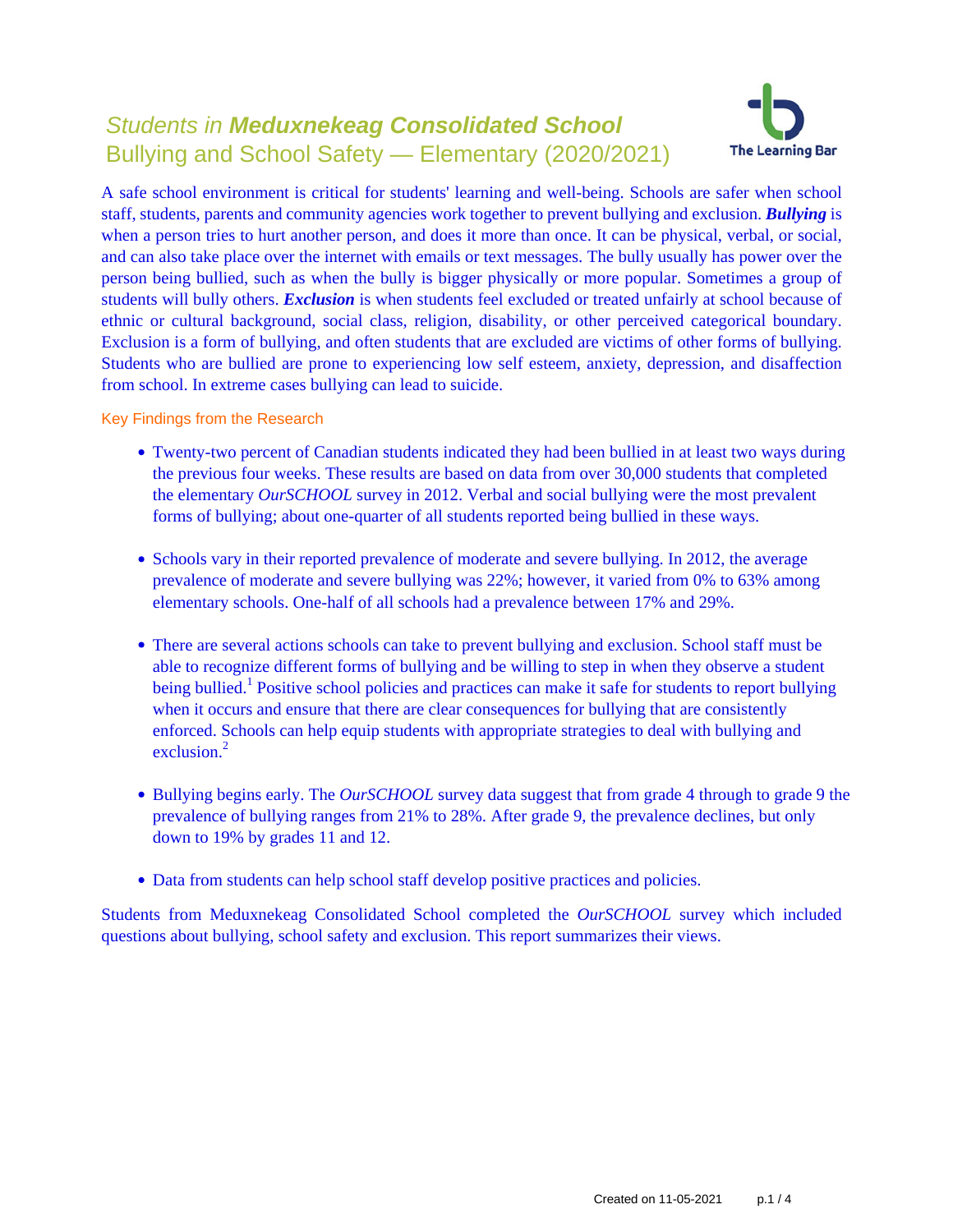# *Students in* ***Meduxnekeag Consolidated School***
## Bullying and School Safety — Elementary (2020/2021)

The Learning Bar

A safe school environment is critical for students' learning and well-being. Schools are safer when school staff, students, parents and community agencies work together to prevent bullying and exclusion. ***Bullying*** is when a person tries to hurt another person, and does it more than once. It can be physical, verbal, or social, and can also take place over the internet with emails or text messages. The bully usually has power over the person being bullied, such as when the bully is bigger physically or more popular. Sometimes a group of students will bully others. ***Exclusion*** is when students feel excluded or treated unfairly at school because of ethnic or cultural background, social class, religion, disability, or other perceived categorical boundary. Exclusion is a form of bullying, and often students that are excluded are victims of other forms of bullying. Students who are bullied are prone to experiencing low self esteem, anxiety, depression, and disaffection from school. In extreme cases bullying can lead to suicide.

### Key Findings from the Research

- Twenty-two percent of Canadian students indicated they had been bullied in at least two ways during the previous four weeks. These results are based on data from over 30,000 students that completed the elementary *OurSCHOOL* survey in 2012. Verbal and social bullying were the most prevalent forms of bullying; about one-quarter of all students reported being bullied in these ways.

- Schools vary in their reported prevalence of moderate and severe bullying. In 2012, the average prevalence of moderate and severe bullying was 22%; however, it varied from 0% to 63% among elementary schools. One-half of all schools had a prevalence between 17% and 29%.

- There are several actions schools can take to prevent bullying and exclusion. School staff must be able to recognize different forms of bullying and be willing to step in when they observe a student being bullied.[1] Positive school policies and practices can make it safe for students to report bullying when it occurs and ensure that there are clear consequences for bullying that are consistently enforced. Schools can help equip students with appropriate strategies to deal with bullying and exclusion.[2]

- Bullying begins early. The *OurSCHOOL* survey data suggest that from grade 4 through to grade 9 the prevalence of bullying ranges from 21% to 28%. After grade 9, the prevalence declines, but only down to 19% by grades 11 and 12.

- Data from students can help school staff develop positive practices and policies.

Students from Meduxnekeag Consolidated School completed the *OurSCHOOL* survey which included questions about bullying, school safety and exclusion. This report summarizes their views.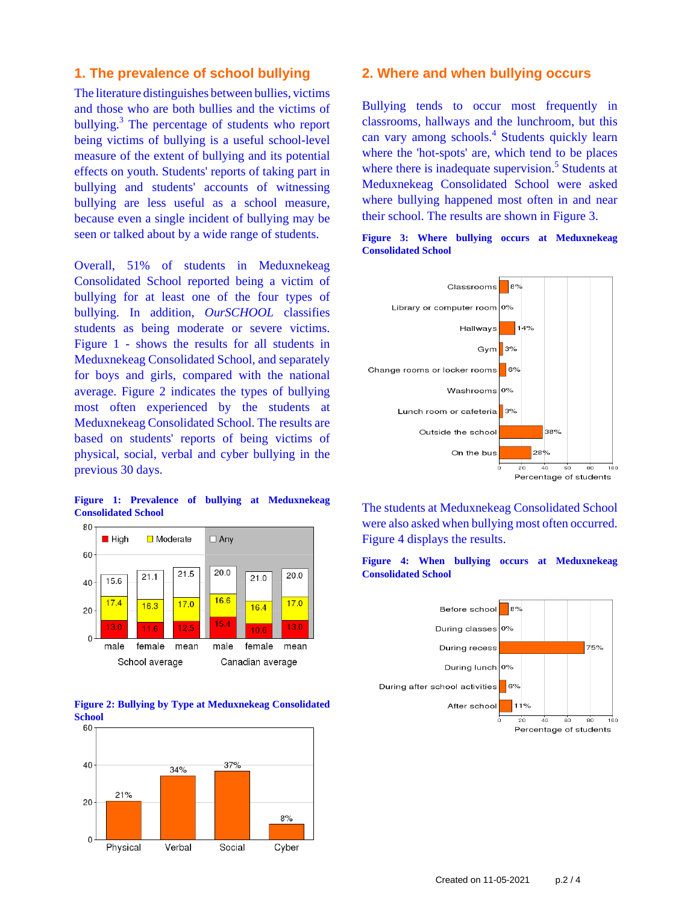## 1. The prevalence of school bullying

The literature distinguishes between bullies, victims and those who are both bullies and the victims of bullying.[3] The percentage of students who report being victims of bullying is a useful school-level measure of the extent of bullying and its potential effects on youth. Students' reports of taking part in bullying and students' accounts of witnessing bullying are less useful as a school measure, because even a single incident of bullying may be seen or talked about by a wide range of students.

Overall, 51% of students in Meduxnekeag Consolidated School reported being a victim of bullying for at least one of the four types of bullying. In addition, *OurSCHOOL* classifies students as being moderate or severe victims. Figure 1 - shows the results for all students in Meduxnekeag Consolidated School, and separately for boys and girls, compared with the national average. Figure 2 indicates the types of bullying most often experienced by the students at Meduxnekeag Consolidated School. The results are based on students' reports of being victims of physical, social, verbal and cyber bullying in the previous 30 days.

**Figure 1: Prevalence of bullying at Meduxnekeag Consolidated School**

| | School average | | | Canadian average | | |
|---|---|---|---|---|---|---|
| | male | female | mean | male | female | mean |
| High | 13.0 | 11.6 | 12.5 | 15.4 | 10.6 | 13.0 |
| Moderate | 17.4 | 16.3 | 17.0 | 16.6 | 16.4 | 17.0 |
| Any | 15.6 | 21.1 | 21.5 | 20.0 | 21.0 | 20.0 |

**Figure 2: Bullying by Type at Meduxnekeag Consolidated School**

| Physical | Verbal | Social | Cyber |
|---|---|---|---|
| 21% | 34% | 37% | 8% |

## 2. Where and when bullying occurs

Bullying tends to occur most frequently in classrooms, hallways and the lunchroom, but this can vary among schools.[4] Students quickly learn where the 'hot-spots' are, which tend to be places where there is inadequate supervision.[5] Students at Meduxnekeag Consolidated School were asked where bullying happened most often in and near their school. The results are shown in Figure 3.

**Figure 3: Where bullying occurs at Meduxnekeag Consolidated School**

| Location | Percentage of students |
|---|---|
| Classrooms | 8% |
| Library or computer room | 0% |
| Hallways | 14% |
| Gym | 3% |
| Change rooms or locker rooms | 6% |
| Washrooms | 0% |
| Lunch room or cafeteria | 3% |
| Outside the school | 38% |
| On the bus | 28% |

The students at Meduxnekeag Consolidated School were also asked when bullying most often occurred. Figure 4 displays the results.

**Figure 4: When bullying occurs at Meduxnekeag Consolidated School**

| Time | Percentage of students |
|---|---|
| Before school | 8% |
| During classes | 0% |
| During recess | 75% |
| During lunch | 0% |
| During after school activities | 6% |
| After school | 11% |

Created on 11-05-2021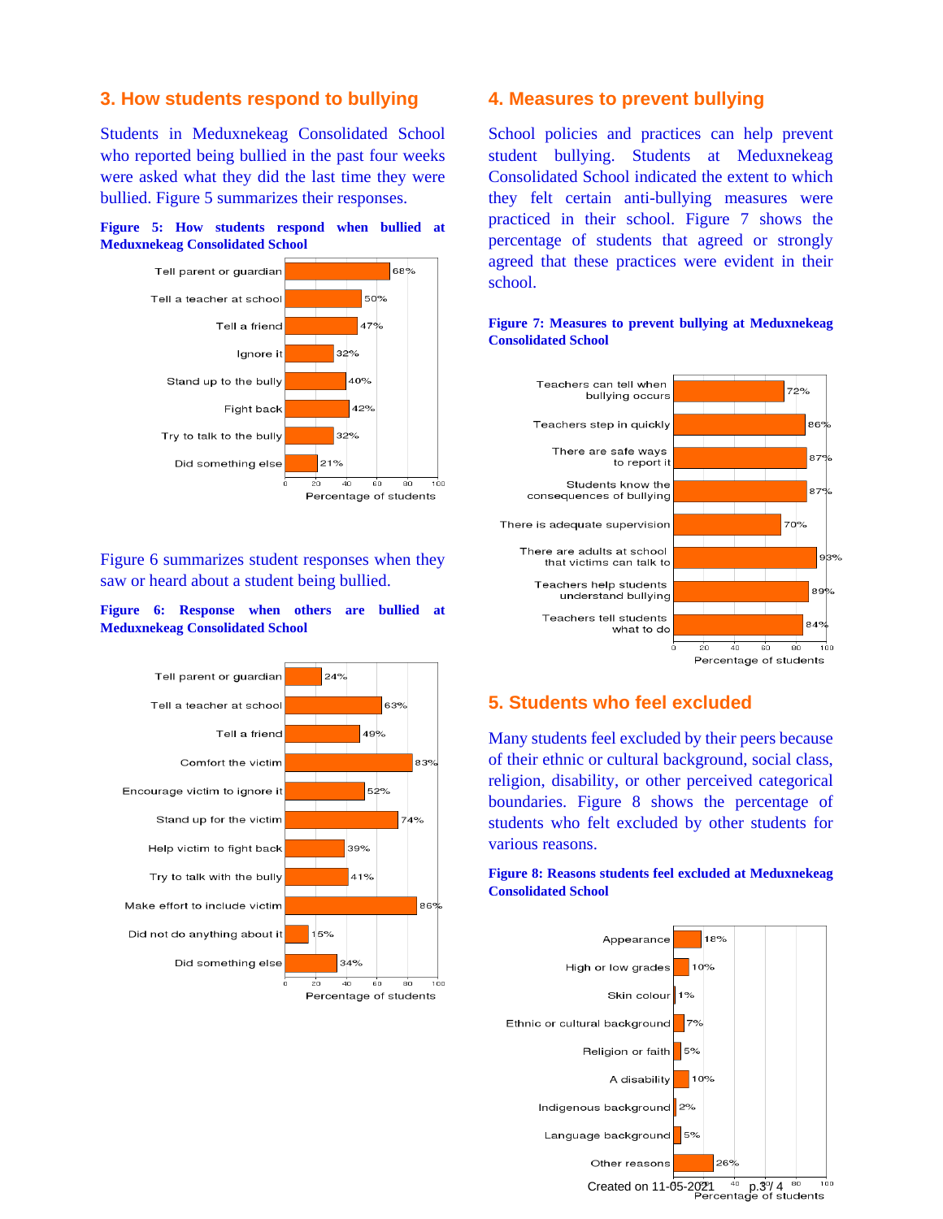## 3. How students respond to bullying

Students in Meduxnekeag Consolidated School who reported being bullied in the past four weeks were asked what they did the last time they were bullied. Figure 5 summarizes their responses.

**Figure 5: How students respond when bullied at Meduxnekeag Consolidated School**

| Response | Percentage of students |
|---|---|
| Tell parent or guardian | 68% |
| Tell a teacher at school | 50% |
| Tell a friend | 47% |
| Ignore it | 32% |
| Stand up to the bully | 40% |
| Fight back | 42% |
| Try to talk to the bully | 32% |
| Did something else | 21% |

Figure 6 summarizes student responses when they saw or heard about a student being bullied.

**Figure 6: Response when others are bullied at Meduxnekeag Consolidated School**

| Response | Percentage of students |
|---|---|
| Tell parent or guardian | 24% |
| Tell a teacher at school | 63% |
| Tell a friend | 49% |
| Comfort the victim | 83% |
| Encourage victim to ignore it | 52% |
| Stand up for the victim | 74% |
| Help victim to fight back | 39% |
| Try to talk with the bully | 41% |
| Make effort to include victim | 86% |
| Did not do anything about it | 15% |
| Did something else | 34% |

## 4. Measures to prevent bullying

School policies and practices can help prevent student bullying. Students at Meduxnekeag Consolidated School indicated the extent to which they felt certain anti-bullying measures were practiced in their school. Figure 7 shows the percentage of students that agreed or strongly agreed that these practices were evident in their school.

**Figure 7: Measures to prevent bullying at Meduxnekeag Consolidated School**

| Measure | Percentage of students |
|---|---|
| Teachers can tell when bullying occurs | 72% |
| Teachers step in quickly | 86% |
| There are safe ways to report it | 87% |
| Students know the consequences of bullying | 87% |
| There is adequate supervision | 70% |
| There are adults at school that victims can talk to | 93% |
| Teachers help students understand bullying | 89% |
| Teachers tell students what to do | 84% |

## 5. Students who feel excluded

Many students feel excluded by their peers because of their ethnic or cultural background, social class, religion, disability, or other perceived categorical boundaries. Figure 8 shows the percentage of students who felt excluded by other students for various reasons.

**Figure 8: Reasons students feel excluded at Meduxnekeag Consolidated School**

| Reason | Percentage of students |
|---|---|
| Appearance | 18% |
| High or low grades | 10% |
| Skin colour | 1% |
| Ethnic or cultural background | 7% |
| Religion or faith | 5% |
| A disability | 10% |
| Indigenous background | 2% |
| Language background | 5% |
| Other reasons | 26% |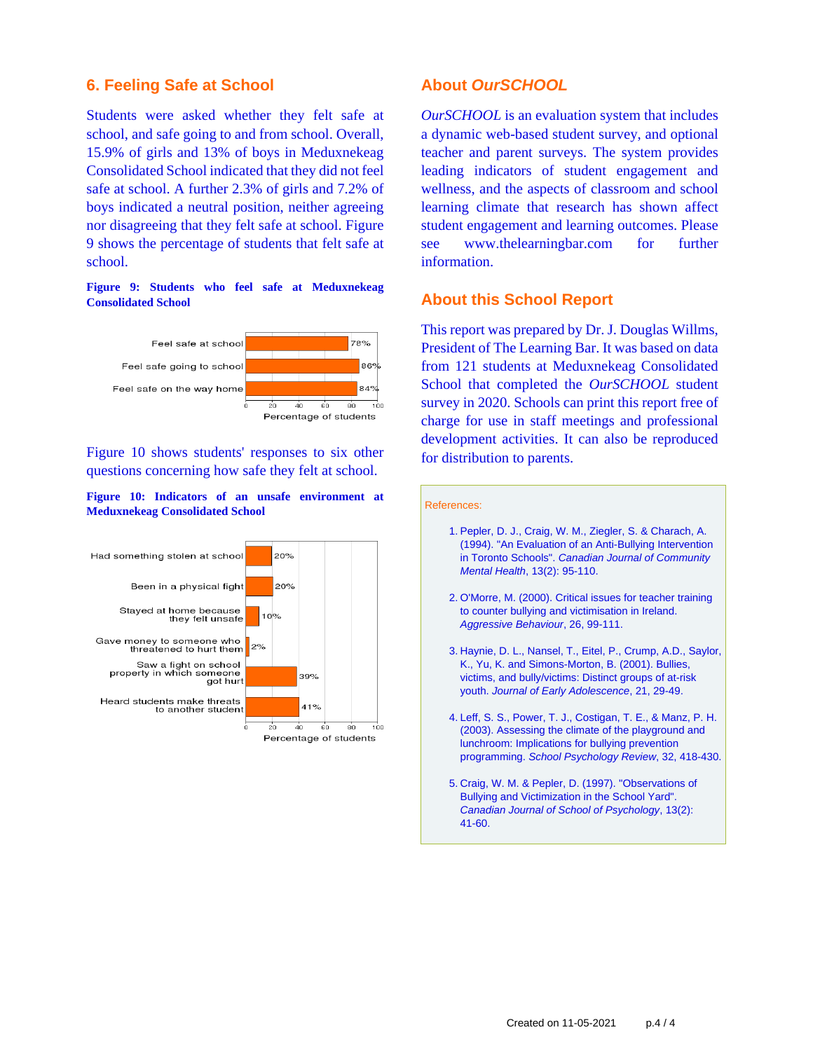## 6. Feeling Safe at School

Students were asked whether they felt safe at school, and safe going to and from school. Overall, 15.9% of girls and 13% of boys in Meduxnekeag Consolidated School indicated that they did not feel safe at school. A further 2.3% of girls and 7.2% of boys indicated a neutral position, neither agreeing nor disagreeing that they felt safe at school. Figure 9 shows the percentage of students that felt safe at school.

**Figure 9: Students who feel safe at Meduxnekeag Consolidated School**

Feel safe at school 78%
Feel safe going to school 86%
Feel safe on the way home 84%
0 20 40 60 80 100
Percentage of students

Figure 10 shows students' responses to six other questions concerning how safe they felt at school.

**Figure 10: Indicators of an unsafe environment at Meduxnekeag Consolidated School**

Had something stolen at school 20%
Been in a physical fight 20%
Stayed at home because they felt unsafe 10%
Gave money to someone who threatened to hurt them 2%
Saw a fight on school property in which someone got hurt 39%
Heard students make threats to another student 41%
0 20 40 60 80 100
Percentage of students

## About *OurSCHOOL*

*OurSCHOOL* is an evaluation system that includes a dynamic web-based student survey, and optional teacher and parent surveys. The system provides leading indicators of student engagement and wellness, and the aspects of classroom and school learning climate that research has shown affect student engagement and learning outcomes. Please see www.thelearningbar.com for further information.

## About this School Report

This report was prepared by Dr. J. Douglas Willms, President of The Learning Bar. It was based on data from 121 students at Meduxnekeag Consolidated School that completed the *OurSCHOOL* student survey in 2020. Schools can print this report free of charge for use in staff meetings and professional development activities. It can also be reproduced for distribution to parents.

References:

1. Pepler, D. J., Craig, W. M., Ziegler, S. & Charach, A. (1994). "An Evaluation of an Anti-Bullying Intervention in Toronto Schools". *Canadian Journal of Community Mental Health*, 13(2): 95-110.
2. O'Morre, M. (2000). Critical issues for teacher training to counter bullying and victimisation in Ireland. *Aggressive Behaviour*, 26, 99-111.
3. Haynie, D. L., Nansel, T., Eitel, P., Crump, A.D., Saylor, K., Yu, K. and Simons-Morton, B. (2001). Bullies, victims, and bully/victims: Distinct groups of at-risk youth. *Journal of Early Adolescence*, 21, 29-49.
4. Leff, S. S., Power, T. J., Costigan, T. E., & Manz, P. H. (2003). Assessing the climate of the playground and lunchroom: Implications for bullying prevention programming. *School Psychology Review*, 32, 418-430.
5. Craig, W. M. & Pepler, D. (1997). "Observations of Bullying and Victimization in the School Yard". *Canadian Journal of School of Psychology*, 13(2): 41-60.

Created on 11-05-2021